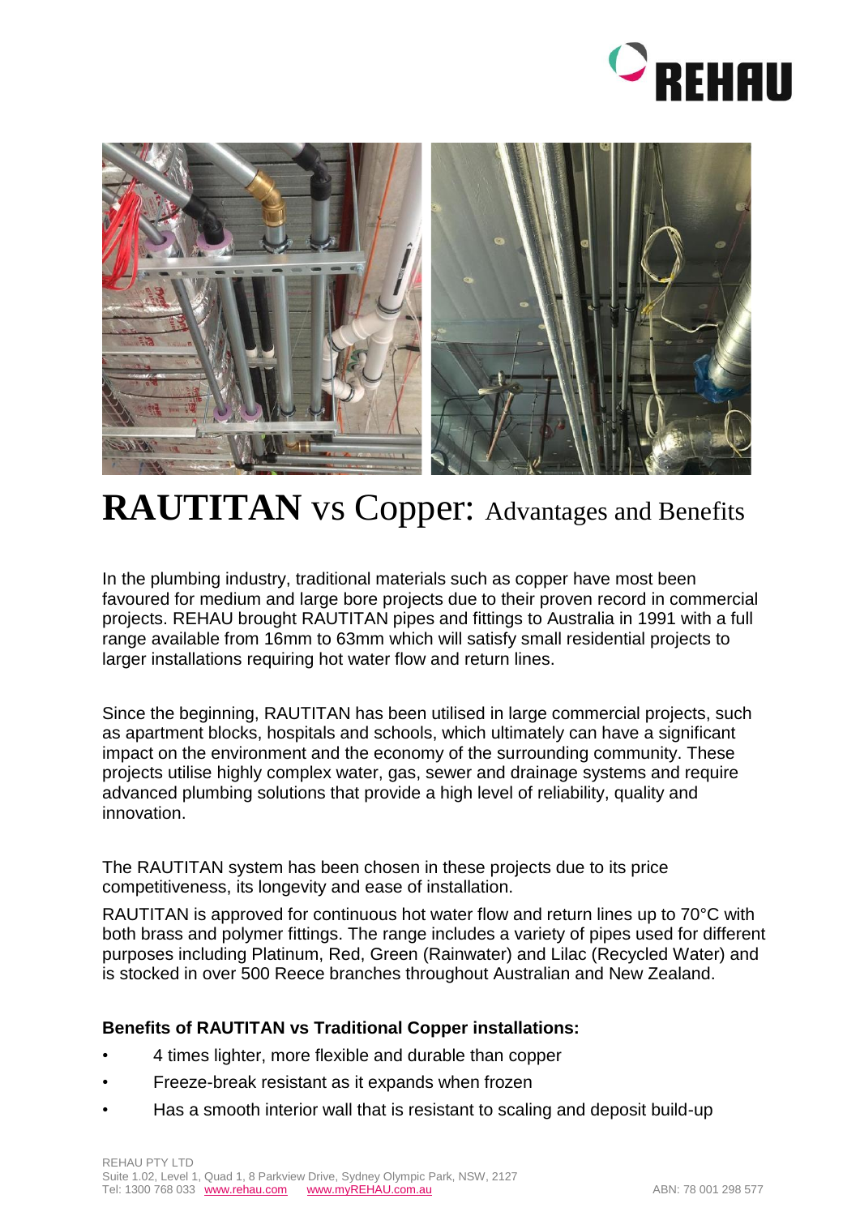# **RAUTITAN** vs Copper: Advantages and Benefits

In the plumbing industry, traditional materials such as copper have most been favoured for medium and large bore projects due to their proven record in commercial projects. REHAU brought RAUTITAN pipes and fittings to Australia in 1991 with a full range available from 16mm to 63mm which will satisfy small residential projects to larger installations requiring hot water flow and return lines.

Since the beginning, RAUTITAN has been utilised in large commercial projects, such as apartment blocks, hospitals and schools, which ultimately can have a significant impact on the environment and the economy of the surrounding community. These projects utilise highly complex water, gas, sewer and drainage systems and require advanced plumbing solutions that provide a high level of reliability, quality and innovation.

The RAUTITAN system has been chosen in these projects due to its price competitiveness, its longevity and ease of installation.

RAUTITAN is approved for continuous hot water flow and return lines up to 70°C with both brass and polymer fittings. The range includes a variety of pipes used for different purposes including Platinum, Red, Green (Rainwater) and Lilac (Recycled Water) and is stocked in over 500 Reece branches throughout Australian and New Zealand.

**Benefits of RAUTITAN vs Traditional Copper installations:**

- 4 times lighter, more flexible and durable than copper
- Freeze-break resistant as it expands when frozen
- Has a smooth interior wall that is resistant to scaling and deposit build-up

REHAU PTY LTD
Suite 1.02, Level 1, Quad 1, 8 Parkview Drive, Sydney Olympic Park, NSW, 2127
Tel: 1300 768 033 www.rehau.com www.myREHAU.com.au ABN: 78 001 298 577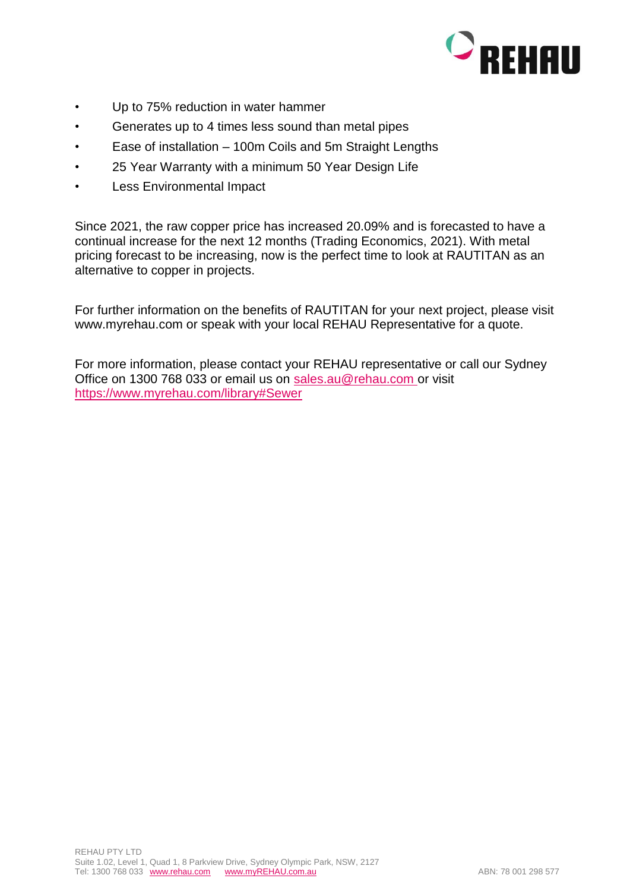- Up to 75% reduction in water hammer
- Generates up to 4 times less sound than metal pipes
- Ease of installation – 100m Coils and 5m Straight Lengths
- 25 Year Warranty with a minimum 50 Year Design Life
- Less Environmental Impact

Since 2021, the raw copper price has increased 20.09% and is forecasted to have a continual increase for the next 12 months (Trading Economics, 2021). With metal pricing forecast to be increasing, now is the perfect time to look at RAUTITAN as an alternative to copper in projects.

For further information on the benefits of RAUTITAN for your next project, please visit www.myrehau.com or speak with your local REHAU Representative for a quote.

For more information, please contact your REHAU representative or call our Sydney Office on 1300 768 033 or email us on sales.au@rehau.com or visit https://www.myrehau.com/library#Sewer

REHAU PTY LTD
Suite 1.02, Level 1, Quad 1, 8 Parkview Drive, Sydney Olympic Park, NSW, 2127
Tel: 1300 768 033 www.rehau.com www.myREHAU.com.au ABN: 78 001 298 577